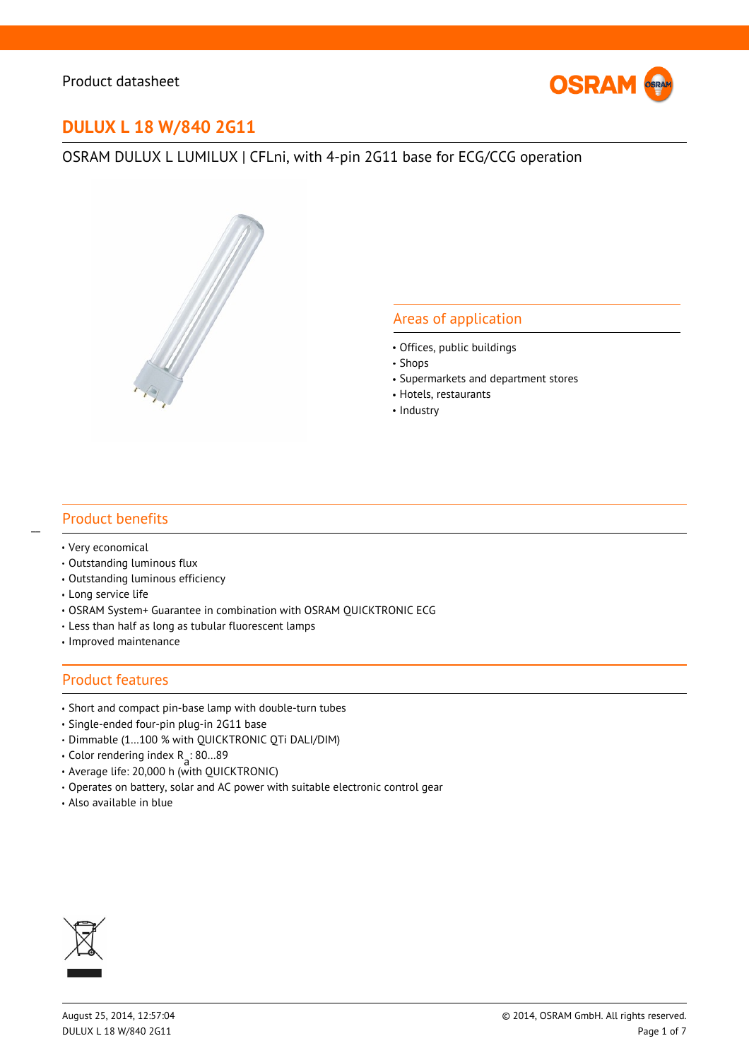Product datasheet

# DULUX L 18 W/840 2G11

OSRAM DULUX L LUMILUX | CFLni, with 4-pin 2G11 base for ECG/CCG operation

## Areas of application

- Offices, public buildings
- Shops
- Supermarkets and department stores
- Hotels, restaurants
- Industry

## Product benefits

- Very economical
- Outstanding luminous flux
- Outstanding luminous efficiency
- Long service life
- OSRAM System+ Guarantee in combination with OSRAM QUICKTRONIC ECG
- Less than half as long as tubular fluorescent lamps
- Improved maintenance

## Product features

- Short and compact pin-base lamp with double-turn tubes
- Single-ended four-pin plug-in 2G11 base
- Dimmable (1…100 % with QUICKTRONIC QTi DALI/DIM)
- Color rendering index $R_a$: 80…89
- Average life: 20,000 h (with QUICKTRONIC)
- Operates on battery, solar and AC power with suitable electronic control gear
- Also available in blue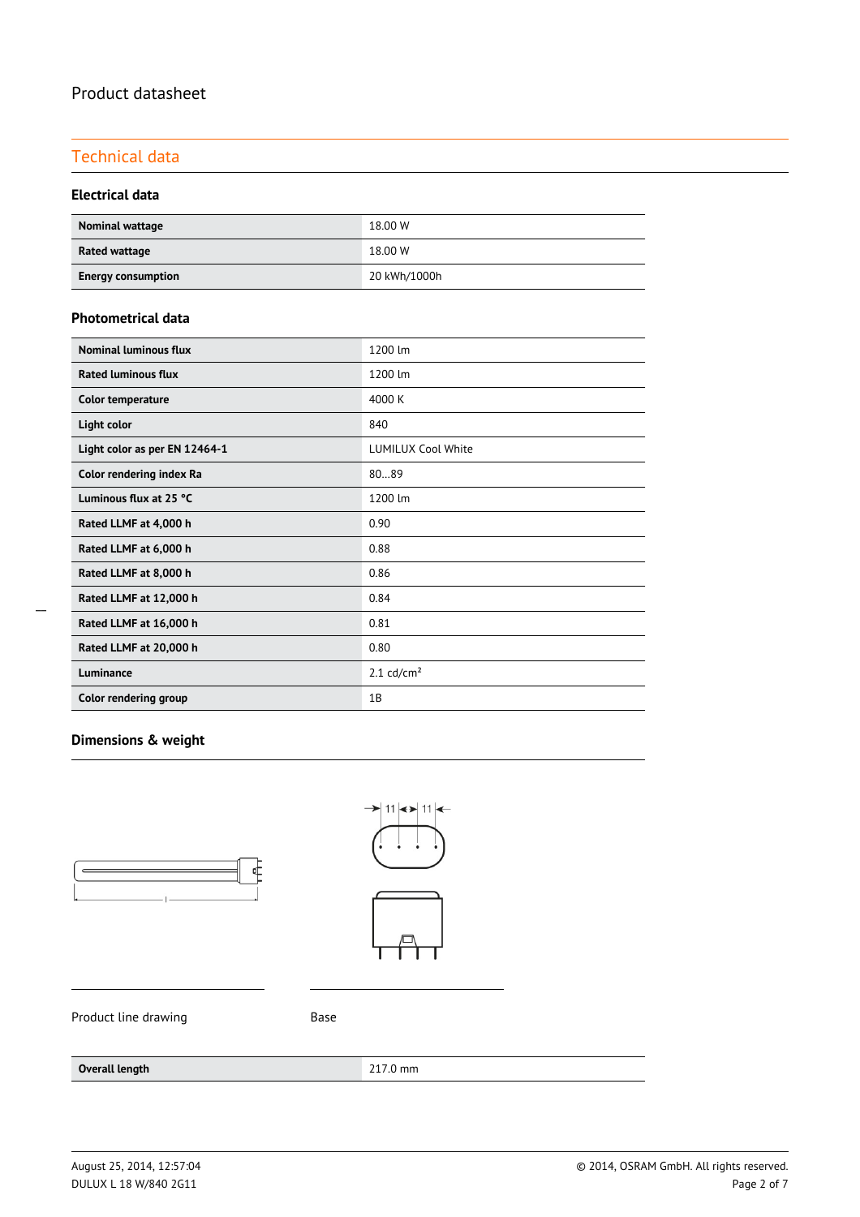Product datasheet

## Technical data

### Electrical data

| | |
|---|---|
| **Nominal wattage** | 18.00 W |
| **Rated wattage** | 18.00 W |
| **Energy consumption** | 20 kWh/1000h |

### Photometrical data

| | |
|---|---|
| **Nominal luminous flux** | 1200 lm |
| **Rated luminous flux** | 1200 lm |
| **Color temperature** | 4000 K |
| **Light color** | 840 |
| **Light color as per EN 12464-1** | LUMILUX Cool White |
| **Color rendering index Ra** | 80…89 |
| **Luminous flux at 25 °C** | 1200 lm |
| **Rated LLMF at 4,000 h** | 0.90 |
| **Rated LLMF at 6,000 h** | 0.88 |
| **Rated LLMF at 8,000 h** | 0.86 |
| **Rated LLMF at 12,000 h** | 0.84 |
| **Rated LLMF at 16,000 h** | 0.81 |
| **Rated LLMF at 20,000 h** | 0.80 |
| **Luminance** | 2.1 cd/cm² |
| **Color rendering group** | 1B |

### Dimensions & weight

Product line drawing

Base

| | |
|---|---|
| **Overall length** | 217.0 mm |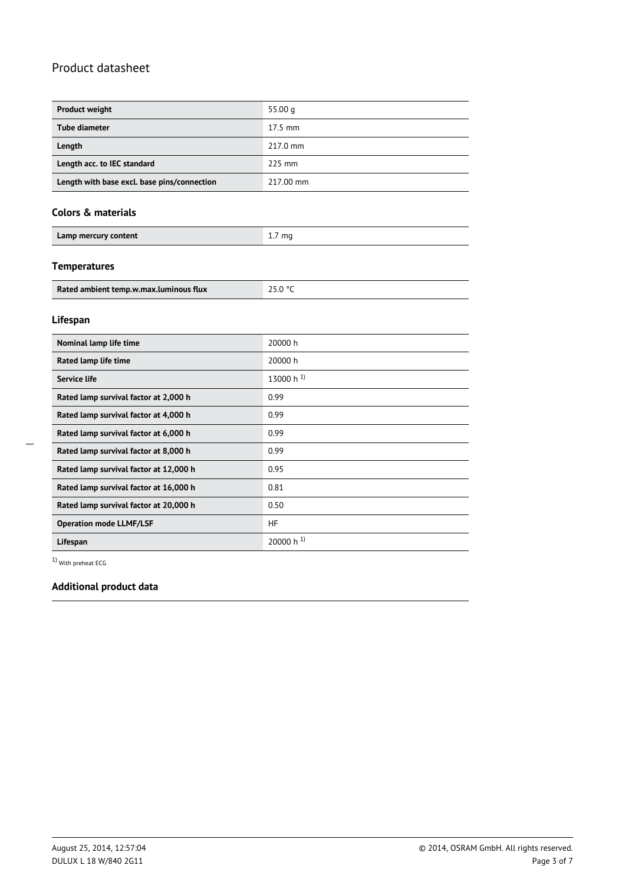| | |
|---|---|
| **Product weight** | 55.00 g |
| **Tube diameter** | 17.5 mm |
| **Length** | 217.0 mm |
| **Length acc. to IEC standard** | 225 mm |
| **Length with base excl. base pins/connection** | 217.00 mm |

### Colors & materials

| | |
|---|---|
| **Lamp mercury content** | 1.7 mg |

### Temperatures

| | |
|---|---|
| **Rated ambient temp.w.max.luminous flux** | 25.0 °C |

### Lifespan

| | |
|---|---|
| **Nominal lamp life time** | 20000 h |
| **Rated lamp life time** | 20000 h |
| **Service life** | 13000 h [1] |
| **Rated lamp survival factor at 2,000 h** | 0.99 |
| **Rated lamp survival factor at 4,000 h** | 0.99 |
| **Rated lamp survival factor at 6,000 h** | 0.99 |
| **Rated lamp survival factor at 8,000 h** | 0.99 |
| **Rated lamp survival factor at 12,000 h** | 0.95 |
| **Rated lamp survival factor at 16,000 h** | 0.81 |
| **Rated lamp survival factor at 20,000 h** | 0.50 |
| **Operation mode LLMF/LSF** | HF |
| **Lifespan** | 20000 h [1] |

[1] With preheat ECG

### Additional product data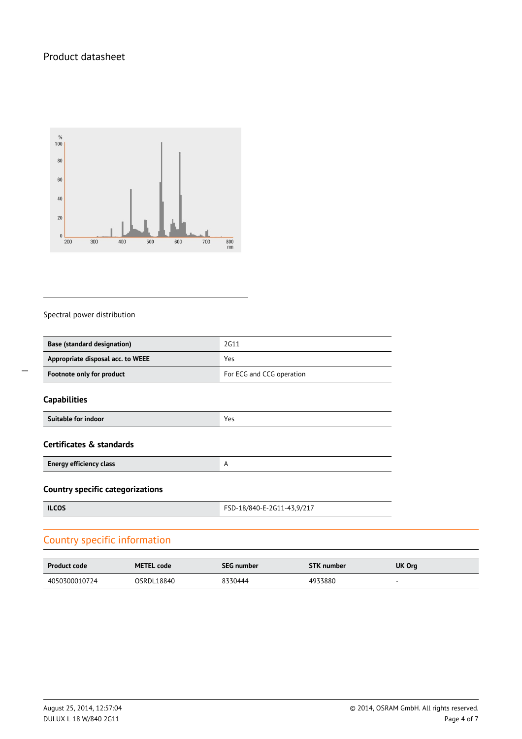Spectral power distribution

| Base (standard designation) | 2G11 |
|---|---|
| Appropriate disposal acc. to WEEE | Yes |
| Footnote only for product | For ECG and CCG operation |

### Capabilities

| Suitable for indoor | Yes |
|---|---|

### Certificates & standards

| Energy efficiency class | A |
|---|---|

### Country specific categorizations

| ILCOS | FSD-18/840-E-2G11-43,9/217 |
|---|---|

## Country specific information

| Product code | METEL code | SEG number | STK number | UK Org |
|---|---|---|---|---|
| 4050300010724 | OSRDL18840 | 8330444 | 4933880 | - |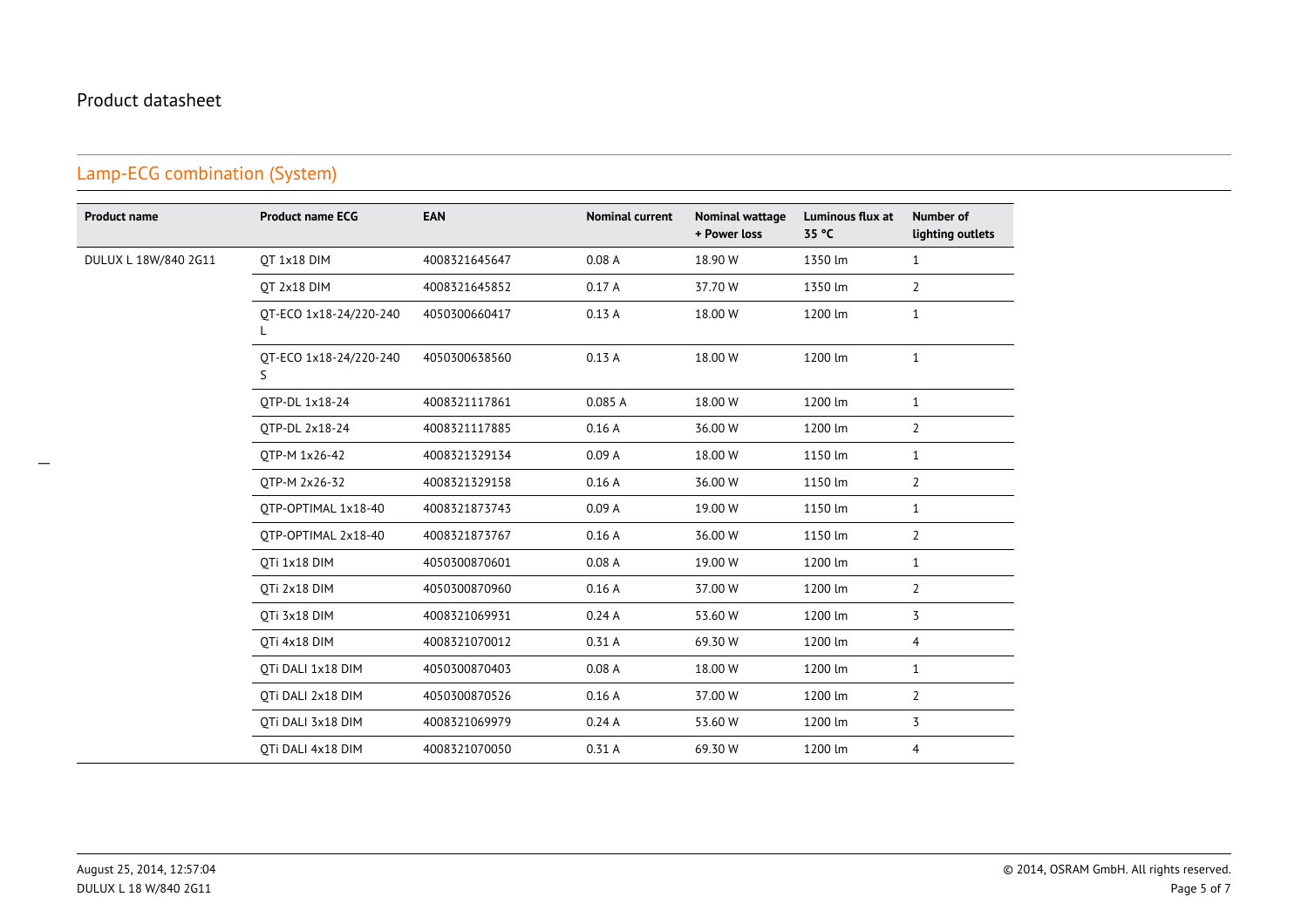## Product datasheet

## Lamp-ECG combination (System)

| Product name | Product name ECG | EAN | Nominal current | Nominal wattage + Power loss | Luminous flux at 35 °C | Number of lighting outlets |
|---|---|---|---|---|---|---|
| DULUX L 18W/840 2G11 | QT 1x18 DIM | 4008321645647 | 0.08 A | 18.90 W | 1350 lm | 1 |
| | QT 2x18 DIM | 4008321645852 | 0.17 A | 37.70 W | 1350 lm | 2 |
| | QT-ECO 1x18-24/220-240 L | 4050300660417 | 0.13 A | 18.00 W | 1200 lm | 1 |
| | QT-ECO 1x18-24/220-240 S | 4050300638560 | 0.13 A | 18.00 W | 1200 lm | 1 |
| | QTP-DL 1x18-24 | 4008321117861 | 0.085 A | 18.00 W | 1200 lm | 1 |
| | QTP-DL 2x18-24 | 4008321117885 | 0.16 A | 36.00 W | 1200 lm | 2 |
| | QTP-M 1x26-42 | 4008321329134 | 0.09 A | 18.00 W | 1150 lm | 1 |
| | QTP-M 2x26-32 | 4008321329158 | 0.16 A | 36.00 W | 1150 lm | 2 |
| | QTP-OPTIMAL 1x18-40 | 4008321873743 | 0.09 A | 19.00 W | 1150 lm | 1 |
| | QTP-OPTIMAL 2x18-40 | 4008321873767 | 0.16 A | 36.00 W | 1150 lm | 2 |
| | QTi 1x18 DIM | 4050300870601 | 0.08 A | 19.00 W | 1200 lm | 1 |
| | QTi 2x18 DIM | 4050300870960 | 0.16 A | 37.00 W | 1200 lm | 2 |
| | QTi 3x18 DIM | 4008321069931 | 0.24 A | 53.60 W | 1200 lm | 3 |
| | QTi 4x18 DIM | 4008321070012 | 0.31 A | 69.30 W | 1200 lm | 4 |
| | QTi DALI 1x18 DIM | 4050300870403 | 0.08 A | 18.00 W | 1200 lm | 1 |
| | QTi DALI 2x18 DIM | 4050300870526 | 0.16 A | 37.00 W | 1200 lm | 2 |
| | QTi DALI 3x18 DIM | 4008321069979 | 0.24 A | 53.60 W | 1200 lm | 3 |
| | QTi DALI 4x18 DIM | 4008321070050 | 0.31 A | 69.30 W | 1200 lm | 4 |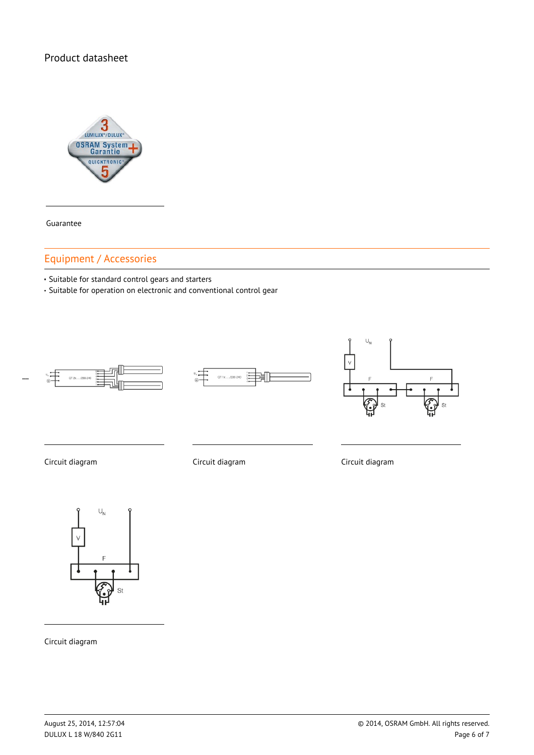# Product datasheet

Guarantee

## Equipment / Accessories

- Suitable for standard control gears and starters
- Suitable for operation on electronic and conventional control gear

Circuit diagram

Circuit diagram

Circuit diagram

Circuit diagram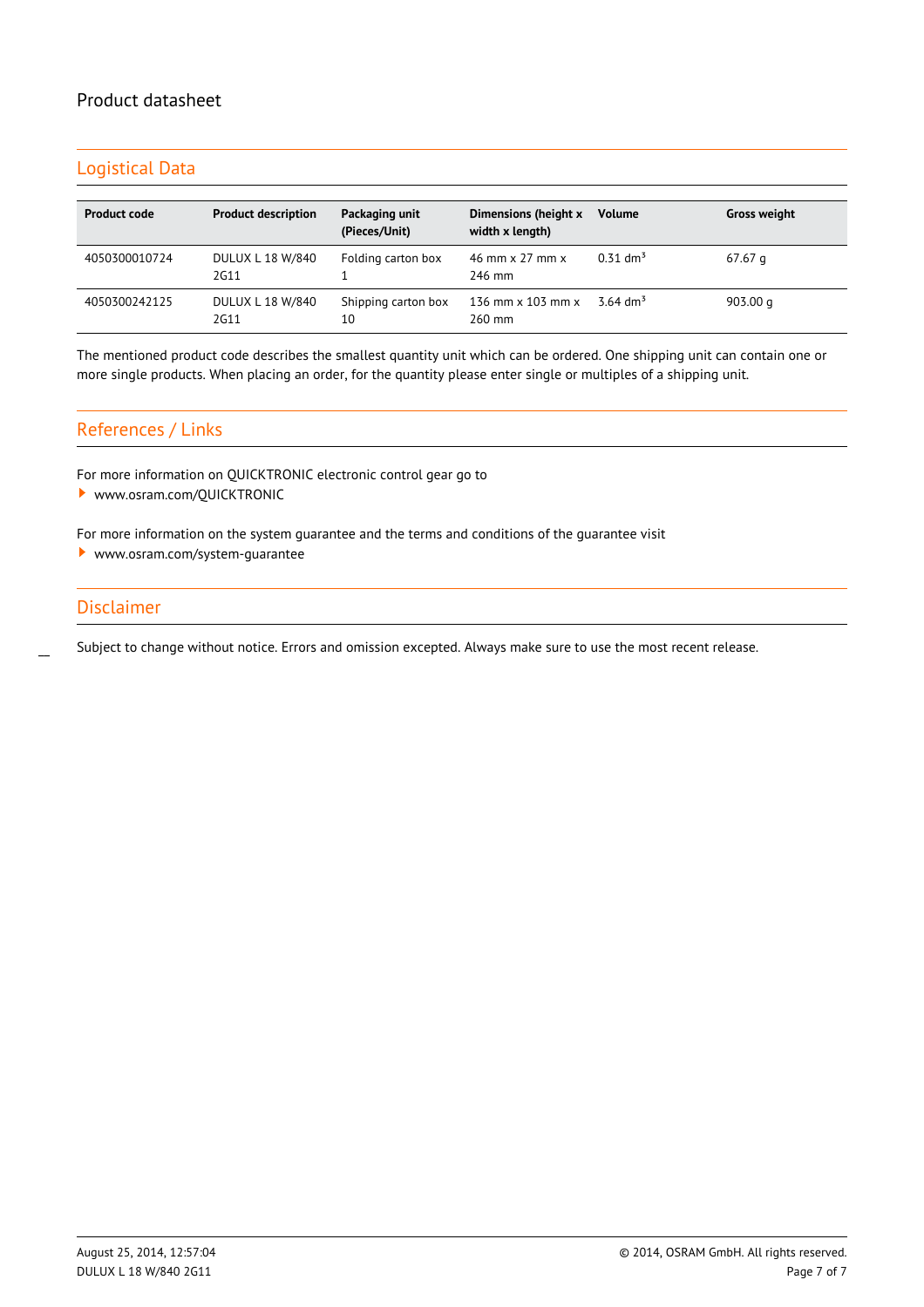## Logistical Data

| Product code | Product description | Packaging unit (Pieces/Unit) | Dimensions (height x width x length) | Volume | Gross weight |
|---|---|---|---|---|---|
| 4050300010724 | DULUX L 18 W/840 2G11 | Folding carton box 1 | 46 mm x 27 mm x 246 mm | 0.31 $dm^3$ | 67.67 g |
| 4050300242125 | DULUX L 18 W/840 2G11 | Shipping carton box 10 | 136 mm x 103 mm x 260 mm | 3.64 $dm^3$ | 903.00 g |

The mentioned product code describes the smallest quantity unit which can be ordered. One shipping unit can contain one or more single products. When placing an order, for the quantity please enter single or multiples of a shipping unit.

## References / Links

For more information on QUICKTRONIC electronic control gear go to

- www.osram.com/QUICKTRONIC

For more information on the system guarantee and the terms and conditions of the guarantee visit

- www.osram.com/system-guarantee

## Disclaimer

Subject to change without notice. Errors and omission excepted. Always make sure to use the most recent release.